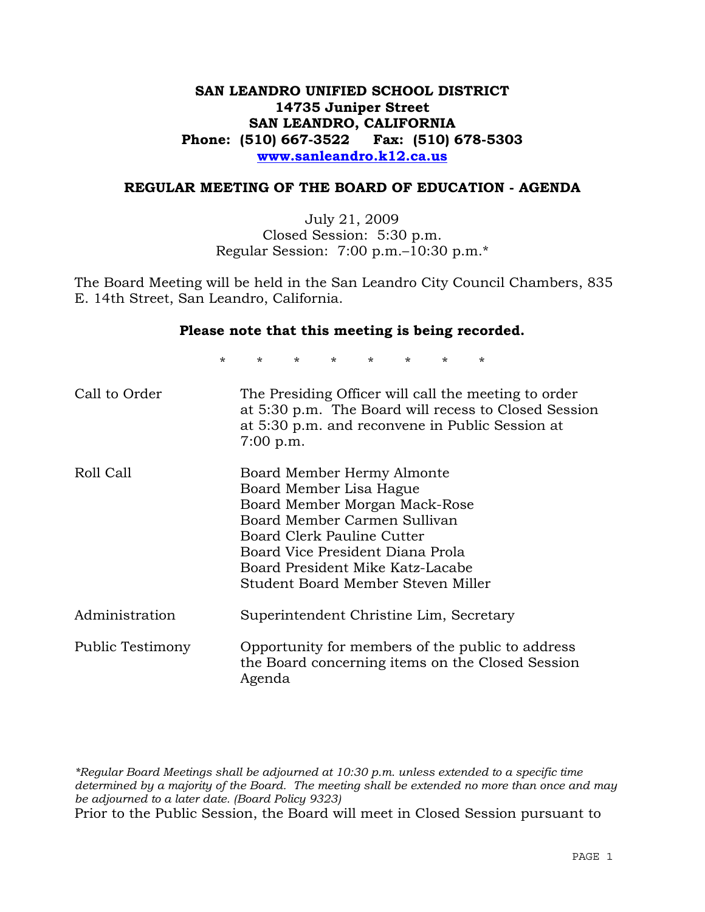# SAN LEANDRO UNIFIED SCHOOL DISTRICT

**14735 Juniper Street**
**SAN LEANDRO, CALIFORNIA**
**Phone: (510) 667-3522 Fax: (510) 678-5303**
**[www.sanleandro.k12.ca.us](http://www.sanleandro.k12.ca.us)**

## REGULAR MEETING OF THE BOARD OF EDUCATION - AGENDA

July 21, 2009
Closed Session: 5:30 p.m.
Regular Session: 7:00 p.m.–10:30 p.m.*

The Board Meeting will be held in the San Leandro City Council Chambers, 835 E. 14th Street, San Leandro, California.

**Please note that this meeting is being recorded.**

\* \* \* \* \* \* \* \*

| | |
|---|---|
| Call to Order | The Presiding Officer will call the meeting to order at 5:30 p.m. The Board will recess to Closed Session at 5:30 p.m. and reconvene in Public Session at 7:00 p.m. |
| Roll Call | Board Member Hermy Almonte<br>Board Member Lisa Hague<br>Board Member Morgan Mack-Rose<br>Board Member Carmen Sullivan<br>Board Clerk Pauline Cutter<br>Board Vice President Diana Prola<br>Board President Mike Katz-Lacabe<br>Student Board Member Steven Miller |
| Administration | Superintendent Christine Lim, Secretary |
| Public Testimony | Opportunity for members of the public to address the Board concerning items on the Closed Session Agenda |

*\*Regular Board Meetings shall be adjourned at 10:30 p.m. unless extended to a specific time determined by a majority of the Board. The meeting shall be extended no more than once and may be adjourned to a later date. (Board Policy 9323)*

Prior to the Public Session, the Board will meet in Closed Session pursuant to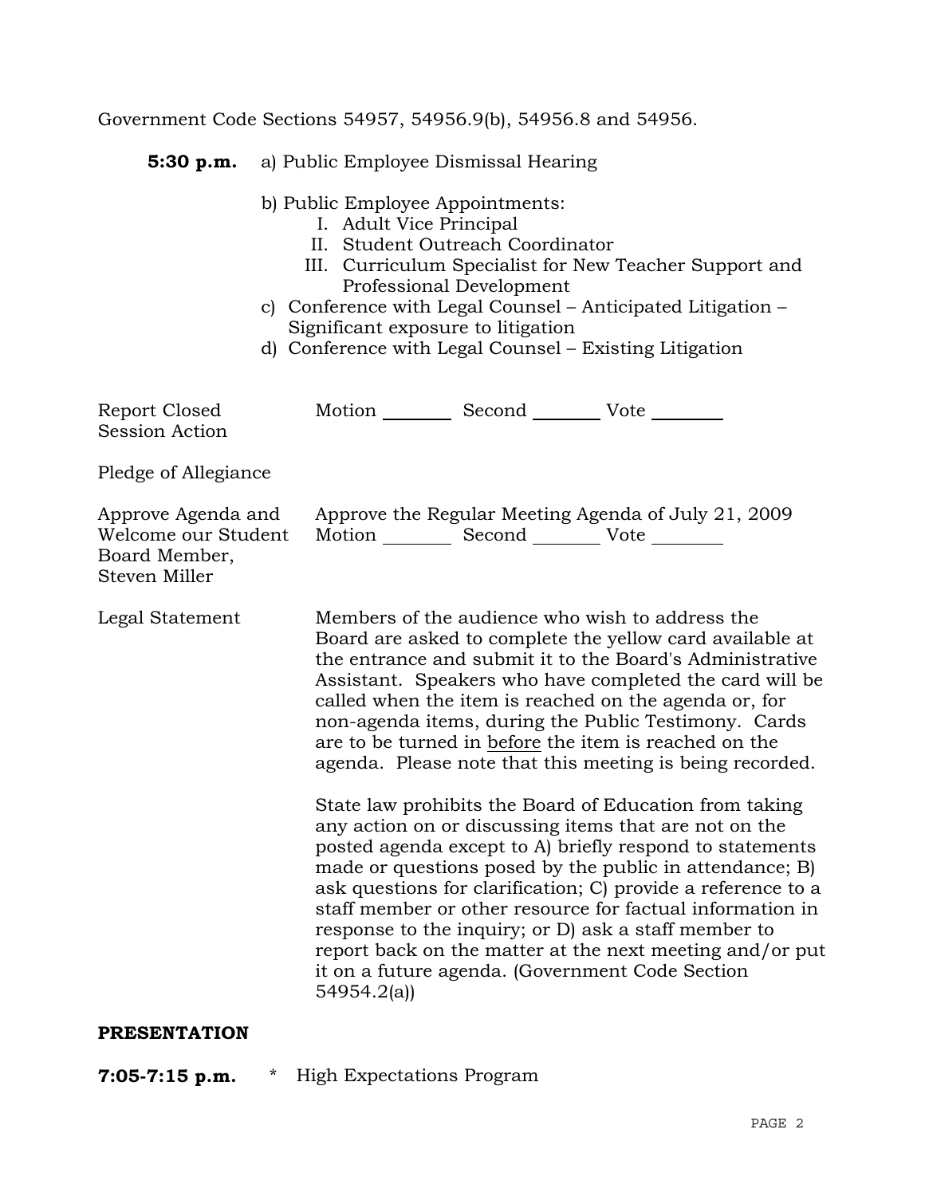Government Code Sections 54957, 54956.9(b), 54956.8 and 54956.

**5:30 p.m.** a) Public Employee Dismissal Hearing

b) Public Employee Appointments:
   I. Adult Vice Principal
   II. Student Outreach Coordinator
   III. Curriculum Specialist for New Teacher Support and Professional Development

c) Conference with Legal Counsel – Anticipated Litigation – Significant exposure to litigation

d) Conference with Legal Counsel – Existing Litigation

Report Closed Session Action — Motion ________ Second ________ Vote ________

Pledge of Allegiance

Approve Agenda and Welcome our Student Board Member, Steven Miller — Approve the Regular Meeting Agenda of July 21, 2009
Motion ________ Second ________ Vote ________

Legal Statement — Members of the audience who wish to address the Board are asked to complete the yellow card available at the entrance and submit it to the Board's Administrative Assistant. Speakers who have completed the card will be called when the item is reached on the agenda or, for non-agenda items, during the Public Testimony. Cards are to be turned in before the item is reached on the agenda. Please note that this meeting is being recorded.

State law prohibits the Board of Education from taking any action on or discussing items that are not on the posted agenda except to A) briefly respond to statements made or questions posed by the public in attendance; B) ask questions for clarification; C) provide a reference to a staff member or other resource for factual information in response to the inquiry; or D) ask a staff member to report back on the matter at the next meeting and/or put it on a future agenda. (Government Code Section 54954.2(a))

**PRESENTATION**

**7:05-7:15 p.m.** * High Expectations Program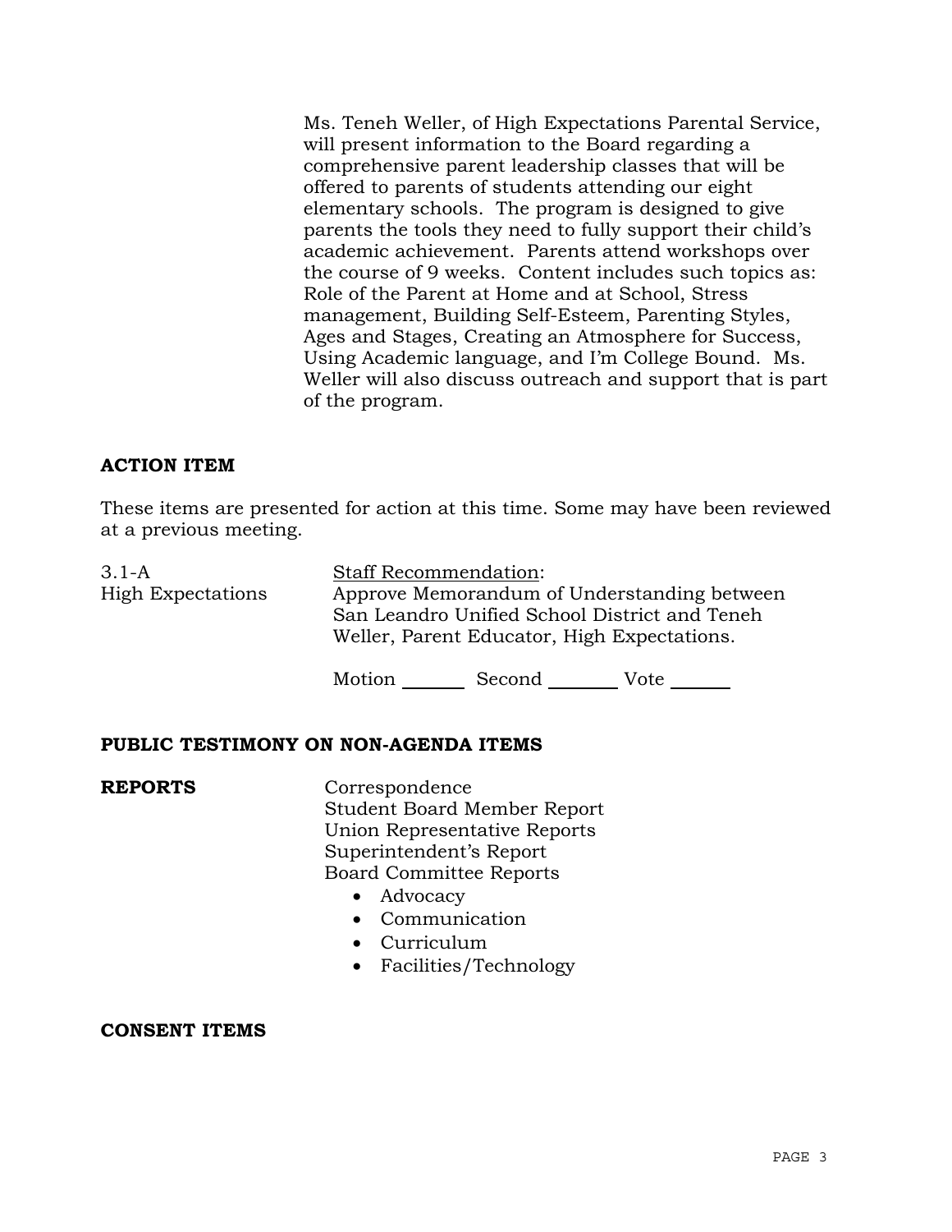Ms. Teneh Weller, of High Expectations Parental Service, will present information to the Board regarding a comprehensive parent leadership classes that will be offered to parents of students attending our eight elementary schools. The program is designed to give parents the tools they need to fully support their child's academic achievement. Parents attend workshops over the course of 9 weeks. Content includes such topics as: Role of the Parent at Home and at School, Stress management, Building Self-Esteem, Parenting Styles, Ages and Stages, Creating an Atmosphere for Success, Using Academic language, and I'm College Bound. Ms. Weller will also discuss outreach and support that is part of the program.

## ACTION ITEM

These items are presented for action at this time. Some may have been reviewed at a previous meeting.

3.1-A
High Expectations

Staff Recommendation:
Approve Memorandum of Understanding between San Leandro Unified School District and Teneh Weller, Parent Educator, High Expectations.

Motion ______ Second ______ Vote ______

## PUBLIC TESTIMONY ON NON-AGENDA ITEMS

## REPORTS

Correspondence
Student Board Member Report
Union Representative Reports
Superintendent's Report
Board Committee Reports

- Advocacy
- Communication
- Curriculum
- Facilities/Technology

## CONSENT ITEMS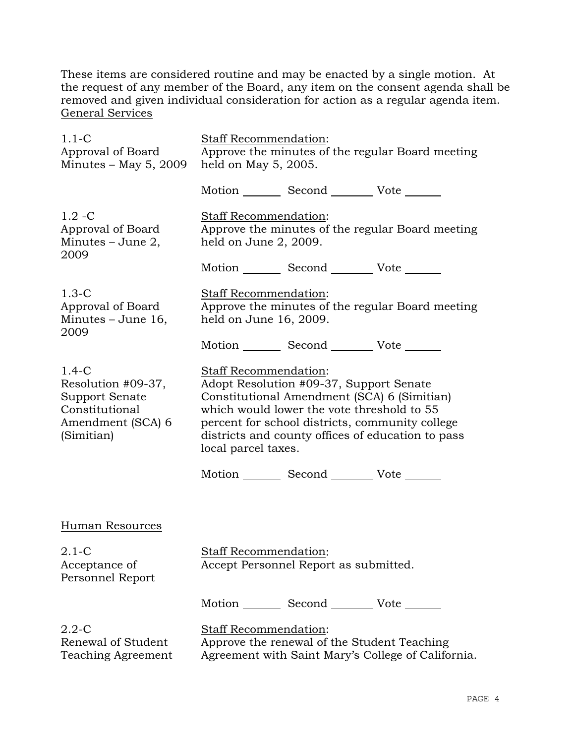These items are considered routine and may be enacted by a single motion. At the request of any member of the Board, any item on the consent agenda shall be removed and given individual consideration for action as a regular agenda item.

General Services

| | |
|---|---|
| 1.1-C<br>Approval of Board Minutes – May 5, 2009 | Staff Recommendation:<br>Approve the minutes of the regular Board meeting held on May 5, 2005.<br><br>Motion _______ Second _______ Vote _______ |
| 1.2 -C<br>Approval of Board Minutes – June 2, 2009 | Staff Recommendation:<br>Approve the minutes of the regular Board meeting held on June 2, 2009.<br><br>Motion _______ Second _______ Vote _______ |
| 1.3-C<br>Approval of Board Minutes – June 16, 2009 | Staff Recommendation:<br>Approve the minutes of the regular Board meeting held on June 16, 2009.<br><br>Motion _______ Second _______ Vote _______ |
| 1.4-C<br>Resolution #09-37, Support Senate Constitutional Amendment (SCA) 6 (Simitian) | Staff Recommendation:<br>Adopt Resolution #09-37, Support Senate Constitutional Amendment (SCA) 6 (Simitian) which would lower the vote threshold to 55 percent for school districts, community college districts and county offices of education to pass local parcel taxes.<br><br>Motion _______ Second _______ Vote _______ |

Human Resources

| | |
|---|---|
| 2.1-C<br>Acceptance of Personnel Report | Staff Recommendation:<br>Accept Personnel Report as submitted.<br><br>Motion _______ Second _______ Vote _______ |
| 2.2-C<br>Renewal of Student Teaching Agreement | Staff Recommendation:<br>Approve the renewal of the Student Teaching Agreement with Saint Mary's College of California. |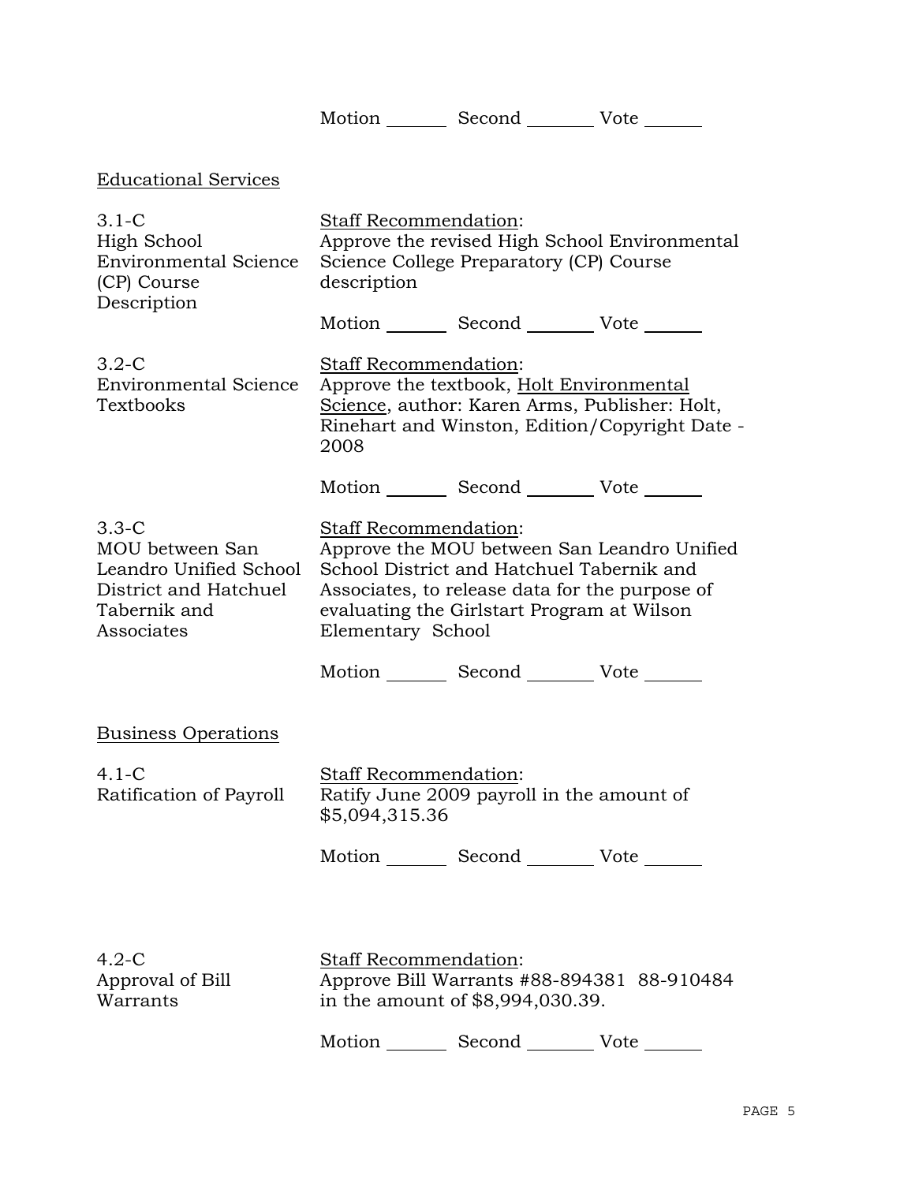Motion _______ Second _______ Vote _______

Educational Services

3.1-C
High School Environmental Science (CP) Course Description

Staff Recommendation:
Approve the revised High School Environmental Science College Preparatory (CP) Course description

Motion _______ Second _______ Vote _______

3.2-C
Environmental Science Textbooks

Staff Recommendation:
Approve the textbook, Holt Environmental Science, author: Karen Arms, Publisher: Holt, Rinehart and Winston, Edition/Copyright Date - 2008

Motion _______ Second _______ Vote _______

3.3-C
MOU between San Leandro Unified School District and Hatchuel Tabernik and Associates

Staff Recommendation:
Approve the MOU between San Leandro Unified School District and Hatchuel Tabernik and Associates, to release data for the purpose of evaluating the Girlstart Program at Wilson Elementary School

Motion _______ Second _______ Vote _______

Business Operations

4.1-C
Ratification of Payroll

Staff Recommendation:
Ratify June 2009 payroll in the amount of $5,094,315.36

Motion _______ Second _______ Vote _______

4.2-C
Approval of Bill Warrants

Staff Recommendation:
Approve Bill Warrants #88-894381 88-910484 in the amount of $8,994,030.39.

Motion _______ Second _______ Vote _______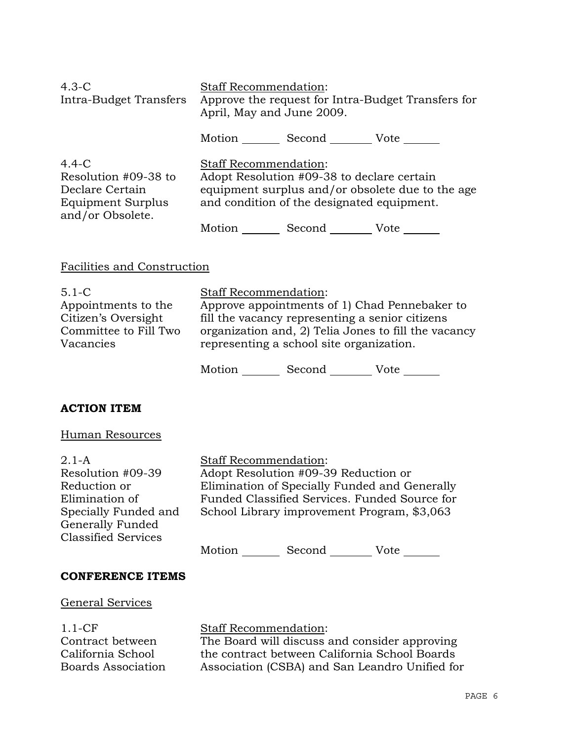4.3-C
Intra-Budget Transfers

Staff Recommendation:
Approve the request for Intra-Budget Transfers for April, May and June 2009.

Motion _______ Second _______ Vote _______

4.4-C
Resolution #09-38 to Declare Certain Equipment Surplus and/or Obsolete.

Staff Recommendation:
Adopt Resolution #09-38 to declare certain equipment surplus and/or obsolete due to the age and condition of the designated equipment.

Motion _______ Second _______ Vote _______

Facilities and Construction

5.1-C
Appointments to the Citizen's Oversight Committee to Fill Two Vacancies

Staff Recommendation:
Approve appointments of 1) Chad Pennebaker to fill the vacancy representing a senior citizens organization and, 2) Telia Jones to fill the vacancy representing a school site organization.

Motion _______ Second _______ Vote _______

**ACTION ITEM**

Human Resources

2.1-A
Resolution #09-39 Reduction or Elimination of Specially Funded and Generally Funded Classified Services

Staff Recommendation:
Adopt Resolution #09-39 Reduction or Elimination of Specially Funded and Generally Funded Classified Services. Funded Source for School Library improvement Program, $3,063

Motion _______ Second _______ Vote _______

**CONFERENCE ITEMS**

General Services

1.1-CF
Contract between California School Boards Association

Staff Recommendation:
The Board will discuss and consider approving the contract between California School Boards Association (CSBA) and San Leandro Unified for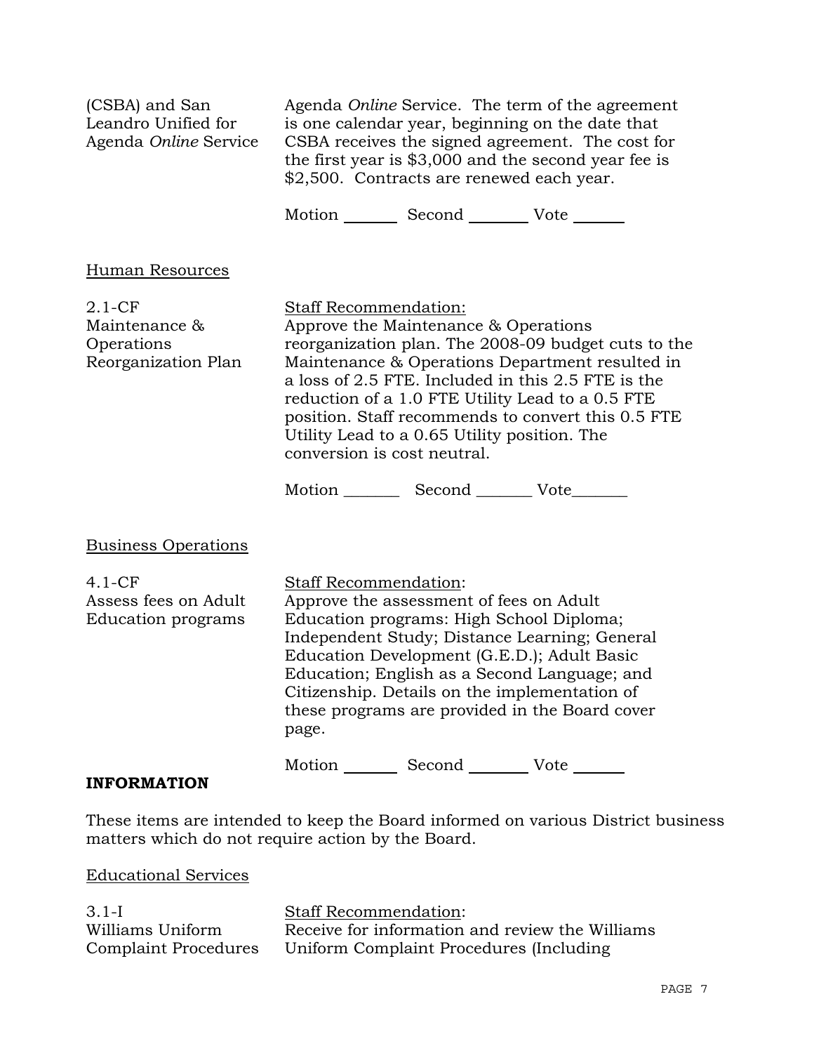(CSBA) and San Leandro Unified for Agenda *Online* Service

Agenda *Online* Service. The term of the agreement is one calendar year, beginning on the date that CSBA receives the signed agreement. The cost for the first year is $3,000 and the second year fee is $2,500. Contracts are renewed each year.

Motion _______ Second _______ Vote _______

Human Resources

2.1-CF
Maintenance & Operations Reorganization Plan

Staff Recommendation:
Approve the Maintenance & Operations reorganization plan. The 2008-09 budget cuts to the Maintenance & Operations Department resulted in a loss of 2.5 FTE. Included in this 2.5 FTE is the reduction of a 1.0 FTE Utility Lead to a 0.5 FTE position. Staff recommends to convert this 0.5 FTE Utility Lead to a 0.65 Utility position. The conversion is cost neutral.

Motion _______ Second _______ Vote_______

Business Operations

4.1-CF
Assess fees on Adult Education programs

Staff Recommendation:
Approve the assessment of fees on Adult Education programs: High School Diploma; Independent Study; Distance Learning; General Education Development (G.E.D.); Adult Basic Education; English as a Second Language; and Citizenship. Details on the implementation of these programs are provided in the Board cover page.

Motion _______ Second _______ Vote _______

**INFORMATION**

These items are intended to keep the Board informed on various District business matters which do not require action by the Board.

Educational Services

3.1-I
Williams Uniform Complaint Procedures

Staff Recommendation:
Receive for information and review the Williams Uniform Complaint Procedures (Including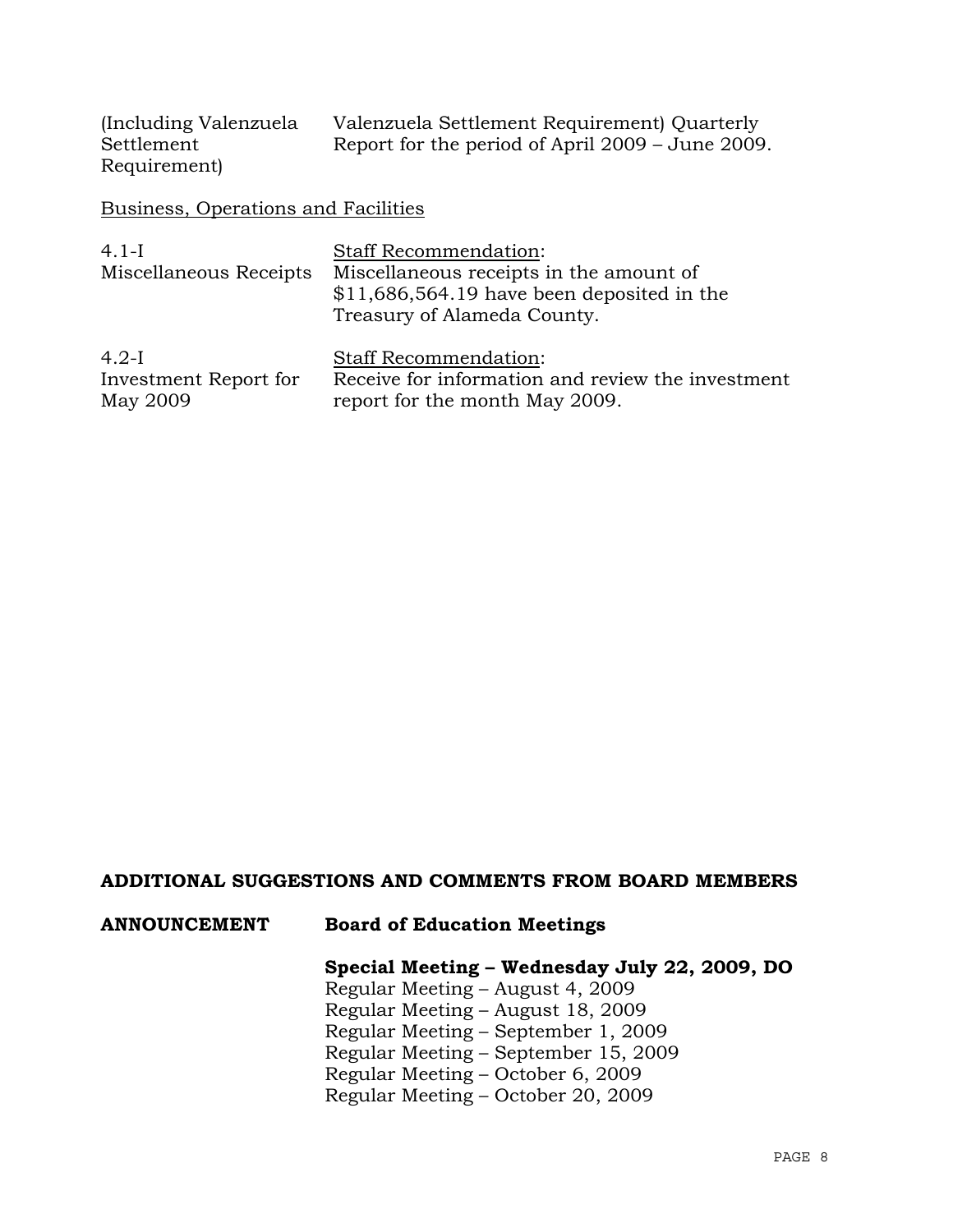| | |
|---|---|
| (Including Valenzuela Settlement Requirement) | Valenzuela Settlement Requirement) Quarterly Report for the period of April 2009 – June 2009. |

Business, Operations and Facilities

| | |
|---|---|
| 4.1-I Miscellaneous Receipts | Staff Recommendation: Miscellaneous receipts in the amount of $11,686,564.19 have been deposited in the Treasury of Alameda County. |
| 4.2-I Investment Report for May 2009 | Staff Recommendation: Receive for information and review the investment report for the month May 2009. |

**ADDITIONAL SUGGESTIONS AND COMMENTS FROM BOARD MEMBERS**

**ANNOUNCEMENT** **Board of Education Meetings**

**Special Meeting – Wednesday July 22, 2009, DO**
Regular Meeting – August 4, 2009
Regular Meeting – August 18, 2009
Regular Meeting – September 1, 2009
Regular Meeting – September 15, 2009
Regular Meeting – October 6, 2009
Regular Meeting – October 20, 2009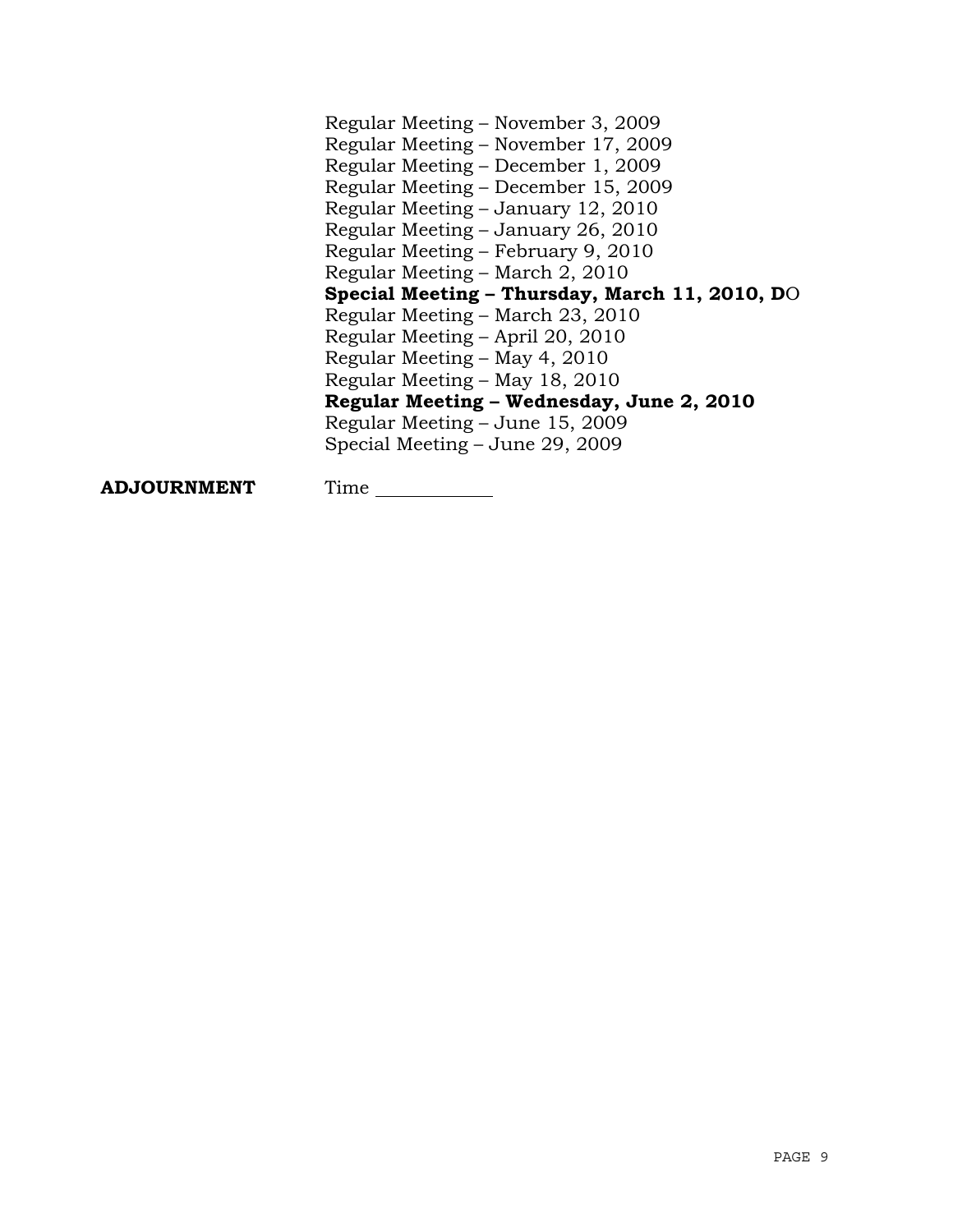Regular Meeting – November 3, 2009
Regular Meeting – November 17, 2009
Regular Meeting – December 1, 2009
Regular Meeting – December 15, 2009
Regular Meeting – January 12, 2010
Regular Meeting – January 26, 2010
Regular Meeting – February 9, 2010
Regular Meeting – March 2, 2010
**Special Meeting – Thursday, March 11, 2010, D**O
Regular Meeting – March 23, 2010
Regular Meeting – April 20, 2010
Regular Meeting – May 4, 2010
Regular Meeting – May 18, 2010
**Regular Meeting – Wednesday, June 2, 2010**
Regular Meeting – June 15, 2009
Special Meeting – June 29, 2009

**ADJOURNMENT** Time ____________